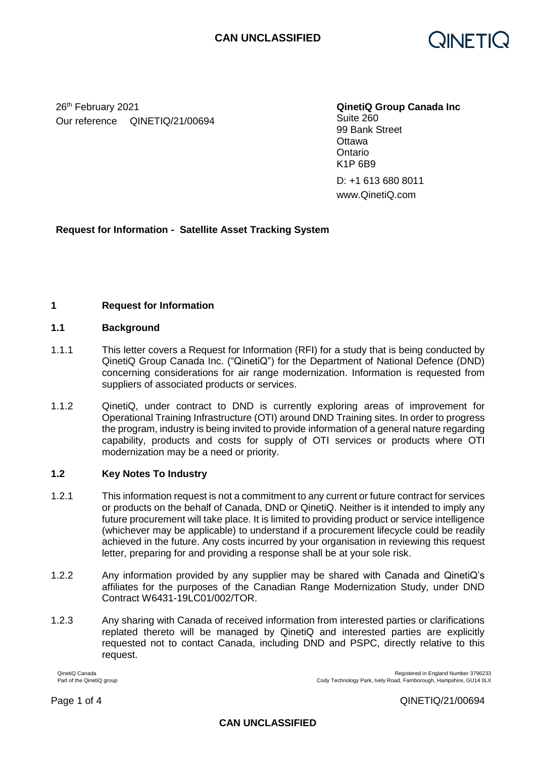26th February 2021
Our reference QINETIQ/21/00694

**QinetiQ Group Canada Inc**
Suite 260
99 Bank Street
Ottawa
Ontario
K1P 6B9

D: +1 613 680 8011
www.QinetiQ.com

**Request for Information - Satellite Asset Tracking System**

## 1 Request for Information

### 1.1 Background

1.1.1 This letter covers a Request for Information (RFI) for a study that is being conducted by QinetiQ Group Canada Inc. ("QinetiQ") for the Department of National Defence (DND) concerning considerations for air range modernization. Information is requested from suppliers of associated products or services.

1.1.2 QinetiQ, under contract to DND is currently exploring areas of improvement for Operational Training Infrastructure (OTI) around DND Training sites. In order to progress the program, industry is being invited to provide information of a general nature regarding capability, products and costs for supply of OTI services or products where OTI modernization may be a need or priority.

### 1.2 Key Notes To Industry

1.2.1 This information request is not a commitment to any current or future contract for services or products on the behalf of Canada, DND or QinetiQ. Neither is it intended to imply any future procurement will take place. It is limited to providing product or service intelligence (whichever may be applicable) to understand if a procurement lifecycle could be readily achieved in the future. Any costs incurred by your organisation in reviewing this request letter, preparing for and providing a response shall be at your sole risk.

1.2.2 Any information provided by any supplier may be shared with Canada and QinetiQ's affiliates for the purposes of the Canadian Range Modernization Study, under DND Contract W6431-19LC01/002/TOR.

1.2.3 Any sharing with Canada of received information from interested parties or clarifications replated thereto will be managed by QinetiQ and interested parties are explicitly requested not to contact Canada, including DND and PSPC, directly relative to this request.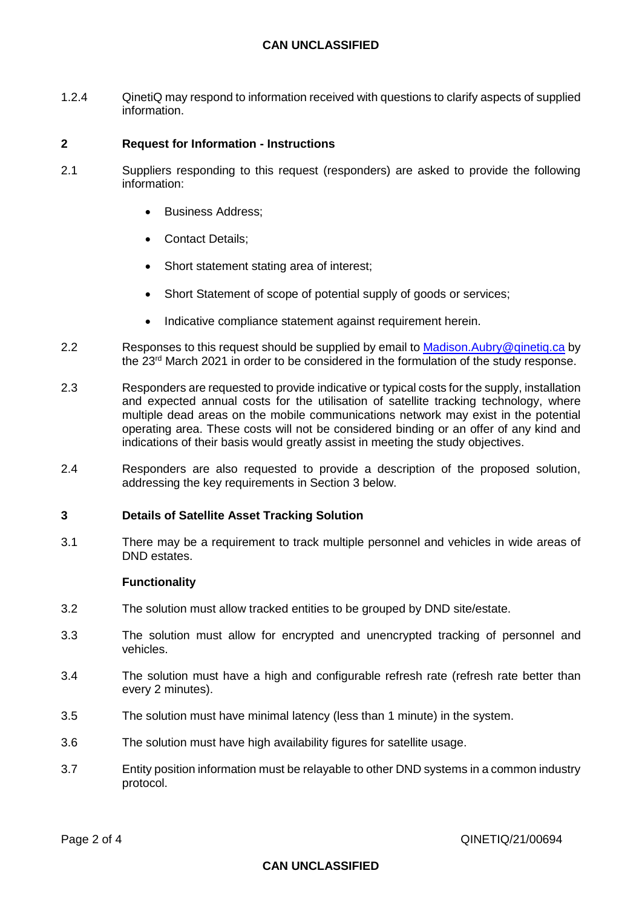1.2.4 QinetiQ may respond to information received with questions to clarify aspects of supplied information.

## 2 Request for Information - Instructions

2.1 Suppliers responding to this request (responders) are asked to provide the following information:

- Business Address;
- Contact Details;
- Short statement stating area of interest;
- Short Statement of scope of potential supply of goods or services;
- Indicative compliance statement against requirement herein.

2.2 Responses to this request should be supplied by email to [Madison.Aubry@qinetiq.ca](mailto:Madison.Aubry@qinetiq.ca) by the 23rd March 2021 in order to be considered in the formulation of the study response.

2.3 Responders are requested to provide indicative or typical costs for the supply, installation and expected annual costs for the utilisation of satellite tracking technology, where multiple dead areas on the mobile communications network may exist in the potential operating area. These costs will not be considered binding or an offer of any kind and indications of their basis would greatly assist in meeting the study objectives.

2.4 Responders are also requested to provide a description of the proposed solution, addressing the key requirements in Section 3 below.

## 3 Details of Satellite Asset Tracking Solution

3.1 There may be a requirement to track multiple personnel and vehicles in wide areas of DND estates.

### Functionality

3.2 The solution must allow tracked entities to be grouped by DND site/estate.

3.3 The solution must allow for encrypted and unencrypted tracking of personnel and vehicles.

3.4 The solution must have a high and configurable refresh rate (refresh rate better than every 2 minutes).

3.5 The solution must have minimal latency (less than 1 minute) in the system.

3.6 The solution must have high availability figures for satellite usage.

3.7 Entity position information must be relayable to other DND systems in a common industry protocol.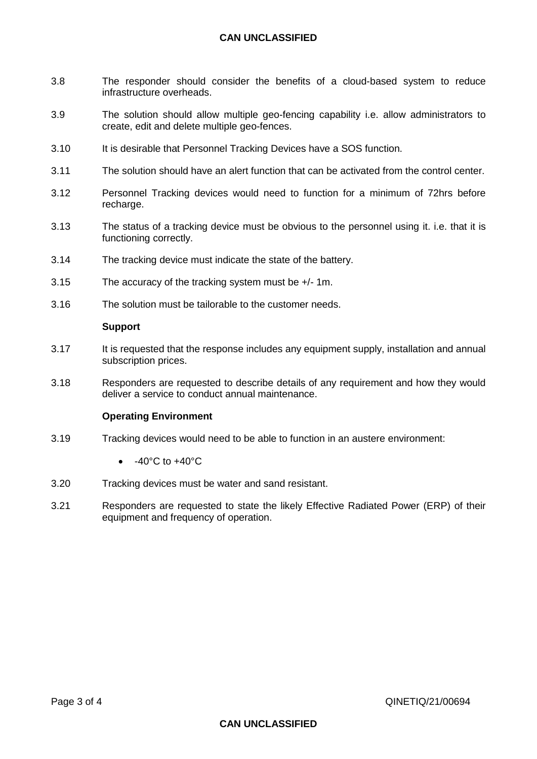3.8 The responder should consider the benefits of a cloud-based system to reduce infrastructure overheads.

3.9 The solution should allow multiple geo-fencing capability i.e. allow administrators to create, edit and delete multiple geo-fences.

3.10 It is desirable that Personnel Tracking Devices have a SOS function.

3.11 The solution should have an alert function that can be activated from the control center.

3.12 Personnel Tracking devices would need to function for a minimum of 72hrs before recharge.

3.13 The status of a tracking device must be obvious to the personnel using it. i.e. that it is functioning correctly.

3.14 The tracking device must indicate the state of the battery.

3.15 The accuracy of the tracking system must be +/- 1m.

3.16 The solution must be tailorable to the customer needs.

**Support**

3.17 It is requested that the response includes any equipment supply, installation and annual subscription prices.

3.18 Responders are requested to describe details of any requirement and how they would deliver a service to conduct annual maintenance.

**Operating Environment**

3.19 Tracking devices would need to be able to function in an austere environment:

- -40°C to +40°C

3.20 Tracking devices must be water and sand resistant.

3.21 Responders are requested to state the likely Effective Radiated Power (ERP) of their equipment and frequency of operation.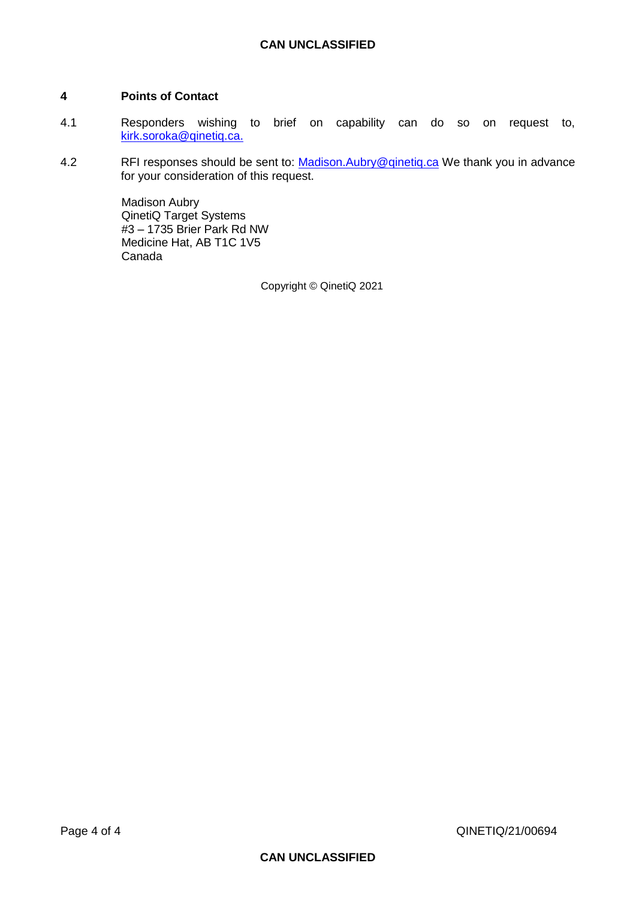## 4 Points of Contact

4.1 Responders wishing to brief on capability can do so on request to, kirk.soroka@qinetiq.ca.

4.2 RFI responses should be sent to: Madison.Aubry@qinetiq.ca We thank you in advance for your consideration of this request.

Madison Aubry
QinetiQ Target Systems
#3 – 1735 Brier Park Rd NW
Medicine Hat, AB T1C 1V5
Canada

Copyright © QinetiQ 2021